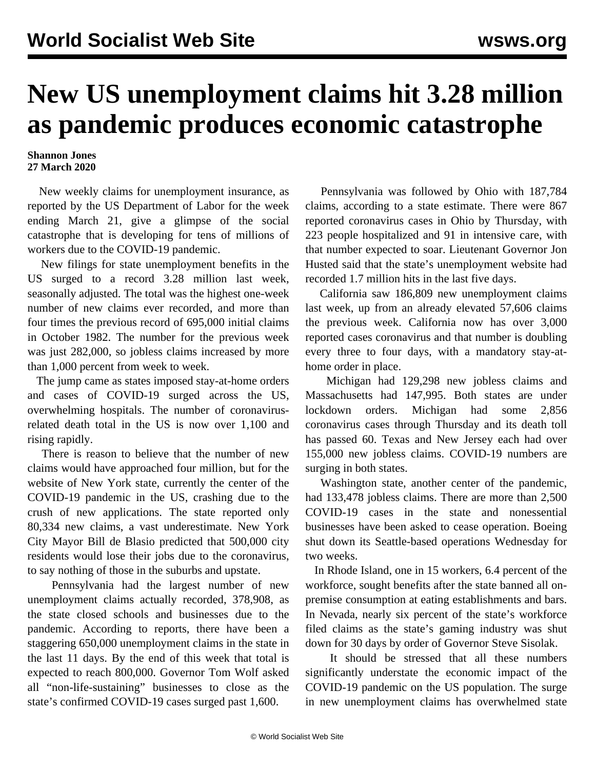# New US unemployment claims hit 3.28 million as pandemic produces economic catastrophe

**Shannon Jones**
**27 March 2020**

New weekly claims for unemployment insurance, as reported by the US Department of Labor for the week ending March 21, give a glimpse of the social catastrophe that is developing for tens of millions of workers due to the COVID-19 pandemic.

New filings for state unemployment benefits in the US surged to a record 3.28 million last week, seasonally adjusted. The total was the highest one-week number of new claims ever recorded, and more than four times the previous record of 695,000 initial claims in October 1982. The number for the previous week was just 282,000, so jobless claims increased by more than 1,000 percent from week to week.

The jump came as states imposed stay-at-home orders and cases of COVID-19 surged across the US, overwhelming hospitals. The number of coronavirus-related death total in the US is now over 1,100 and rising rapidly.

There is reason to believe that the number of new claims would have approached four million, but for the website of New York state, currently the center of the COVID-19 pandemic in the US, crashing due to the crush of new applications. The state reported only 80,334 new claims, a vast underestimate. New York City Mayor Bill de Blasio predicted that 500,000 city residents would lose their jobs due to the coronavirus, to say nothing of those in the suburbs and upstate.

Pennsylvania had the largest number of new unemployment claims actually recorded, 378,908, as the state closed schools and businesses due to the pandemic. According to reports, there have been a staggering 650,000 unemployment claims in the state in the last 11 days. By the end of this week that total is expected to reach 800,000. Governor Tom Wolf asked all "non-life-sustaining" businesses to close as the state's confirmed COVID-19 cases surged past 1,600.

Pennsylvania was followed by Ohio with 187,784 claims, according to a state estimate. There were 867 reported coronavirus cases in Ohio by Thursday, with 223 people hospitalized and 91 in intensive care, with that number expected to soar. Lieutenant Governor Jon Husted said that the state's unemployment website had recorded 1.7 million hits in the last five days.

California saw 186,809 new unemployment claims last week, up from an already elevated 57,606 claims the previous week. California now has over 3,000 reported cases coronavirus and that number is doubling every three to four days, with a mandatory stay-at-home order in place.

Michigan had 129,298 new jobless claims and Massachusetts had 147,995. Both states are under lockdown orders. Michigan had some 2,856 coronavirus cases through Thursday and its death toll has passed 60. Texas and New Jersey each had over 155,000 new jobless claims. COVID-19 numbers are surging in both states.

Washington state, another center of the pandemic, had 133,478 jobless claims. There are more than 2,500 COVID-19 cases in the state and nonessential businesses have been asked to cease operation. Boeing shut down its Seattle-based operations Wednesday for two weeks.

In Rhode Island, one in 15 workers, 6.4 percent of the workforce, sought benefits after the state banned all on-premise consumption at eating establishments and bars. In Nevada, nearly six percent of the state's workforce filed claims as the state's gaming industry was shut down for 30 days by order of Governor Steve Sisolak.

It should be stressed that all these numbers significantly understate the economic impact of the COVID-19 pandemic on the US population. The surge in new unemployment claims has overwhelmed state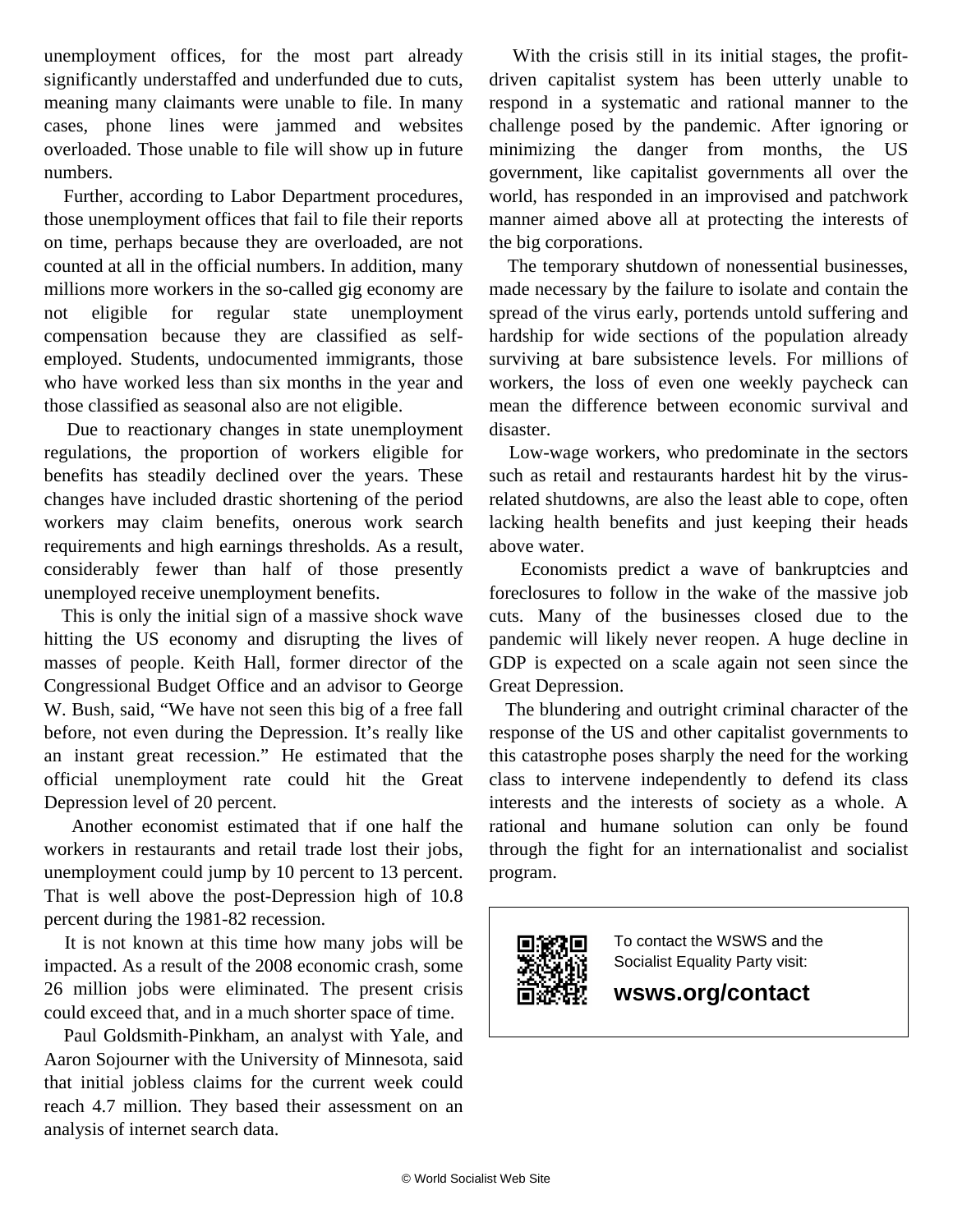unemployment offices, for the most part already significantly understaffed and underfunded due to cuts, meaning many claimants were unable to file. In many cases, phone lines were jammed and websites overloaded. Those unable to file will show up in future numbers.

Further, according to Labor Department procedures, those unemployment offices that fail to file their reports on time, perhaps because they are overloaded, are not counted at all in the official numbers. In addition, many millions more workers in the so-called gig economy are not eligible for regular state unemployment compensation because they are classified as self-employed. Students, undocumented immigrants, those who have worked less than six months in the year and those classified as seasonal also are not eligible.

Due to reactionary changes in state unemployment regulations, the proportion of workers eligible for benefits has steadily declined over the years. These changes have included drastic shortening of the period workers may claim benefits, onerous work search requirements and high earnings thresholds. As a result, considerably fewer than half of those presently unemployed receive unemployment benefits.

This is only the initial sign of a massive shock wave hitting the US economy and disrupting the lives of masses of people. Keith Hall, former director of the Congressional Budget Office and an advisor to George W. Bush, said, "We have not seen this big of a free fall before, not even during the Depression. It's really like an instant great recession." He estimated that the official unemployment rate could hit the Great Depression level of 20 percent.

Another economist estimated that if one half the workers in restaurants and retail trade lost their jobs, unemployment could jump by 10 percent to 13 percent. That is well above the post-Depression high of 10.8 percent during the 1981-82 recession.

It is not known at this time how many jobs will be impacted. As a result of the 2008 economic crash, some 26 million jobs were eliminated. The present crisis could exceed that, and in a much shorter space of time.

Paul Goldsmith-Pinkham, an analyst with Yale, and Aaron Sojourner with the University of Minnesota, said that initial jobless claims for the current week could reach 4.7 million. They based their assessment on an analysis of internet search data.

With the crisis still in its initial stages, the profit-driven capitalist system has been utterly unable to respond in a systematic and rational manner to the challenge posed by the pandemic. After ignoring or minimizing the danger from months, the US government, like capitalist governments all over the world, has responded in an improvised and patchwork manner aimed above all at protecting the interests of the big corporations.

The temporary shutdown of nonessential businesses, made necessary by the failure to isolate and contain the spread of the virus early, portends untold suffering and hardship for wide sections of the population already surviving at bare subsistence levels. For millions of workers, the loss of even one weekly paycheck can mean the difference between economic survival and disaster.

Low-wage workers, who predominate in the sectors such as retail and restaurants hardest hit by the virus-related shutdowns, are also the least able to cope, often lacking health benefits and just keeping their heads above water.

Economists predict a wave of bankruptcies and foreclosures to follow in the wake of the massive job cuts. Many of the businesses closed due to the pandemic will likely never reopen. A huge decline in GDP is expected on a scale again not seen since the Great Depression.

The blundering and outright criminal character of the response of the US and other capitalist governments to this catastrophe poses sharply the need for the working class to intervene independently to defend its class interests and the interests of society as a whole. A rational and humane solution can only be found through the fight for an internationalist and socialist program.

To contact the WSWS and the Socialist Equality Party visit:

**wsws.org/contact**